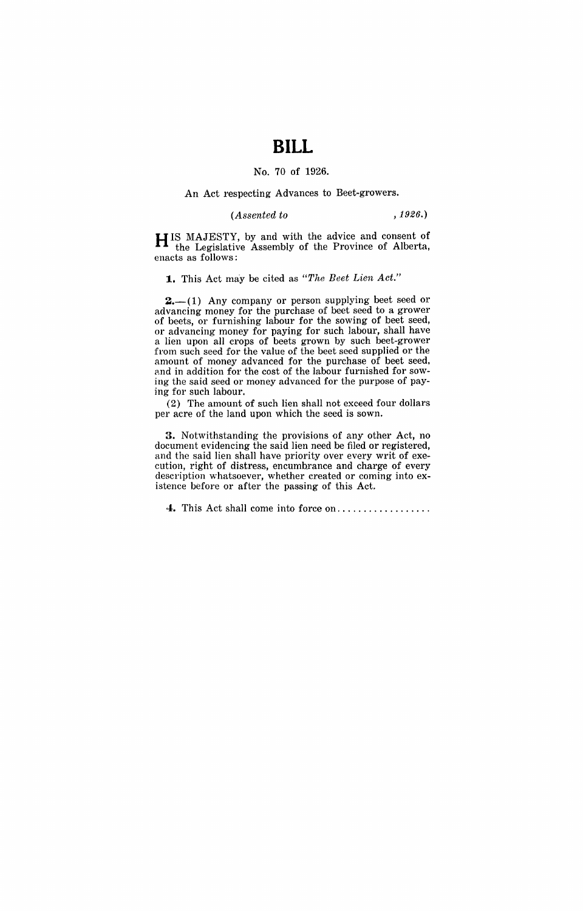# BILL

No. 70 of 1926.

An Act respecting Advances to Beet-growers.

*(Assented to , 1926.)*

HIS MAJESTY, by and with the advice and consent of the Legislative Assembly of the Province of Alberta, enacts as follows:

**1.** This Act may be cited as *"The Beet Lien Act."*

**2.**—(1) Any company or person supplying beet seed or advancing money for the purchase of beet seed to a grower of beets, or furnishing labour for the sowing of beet seed, or advancing money for paying for such labour, shall have a lien upon all crops of beets grown by such beet-grower from such seed for the value of the beet seed supplied or the amount of money advanced for the purchase of beet seed, and in addition for the cost of the labour furnished for sowing the said seed or money advanced for the purpose of paying for such labour.

(2) The amount of such lien shall not exceed four dollars per acre of the land upon which the seed is sown.

**3.** Notwithstanding the provisions of any other Act, no document evidencing the said lien need be filed or registered, and the said lien shall have priority over every writ of execution, right of distress, encumbrance and charge of every description whatsoever, whether created or coming into existence before or after the passing of this Act.

**4.** This Act shall come into force on..................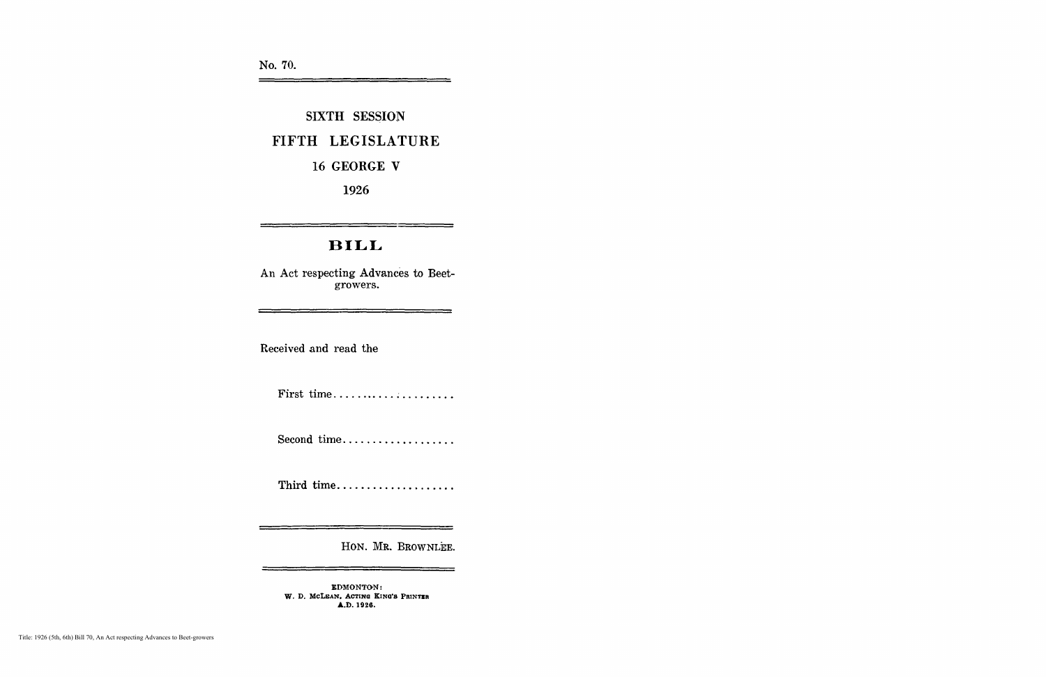No. 70.

# SIXTH SESSION

# FIFTH LEGISLATURE

## 16 GEORGE V

## 1926

# BILL

An Act respecting Advances to Beet-growers.

Received and read the

First time....................

Second time..................

Third time...................

HON. MR. BROWNLEE.

EDMONTON:
W. D. McLEAN, ACTING KING'S PRINTER
A.D. 1926.

Title: 1926 (5th, 6th) Bill 70, An Act respecting Advances to Beet-growers